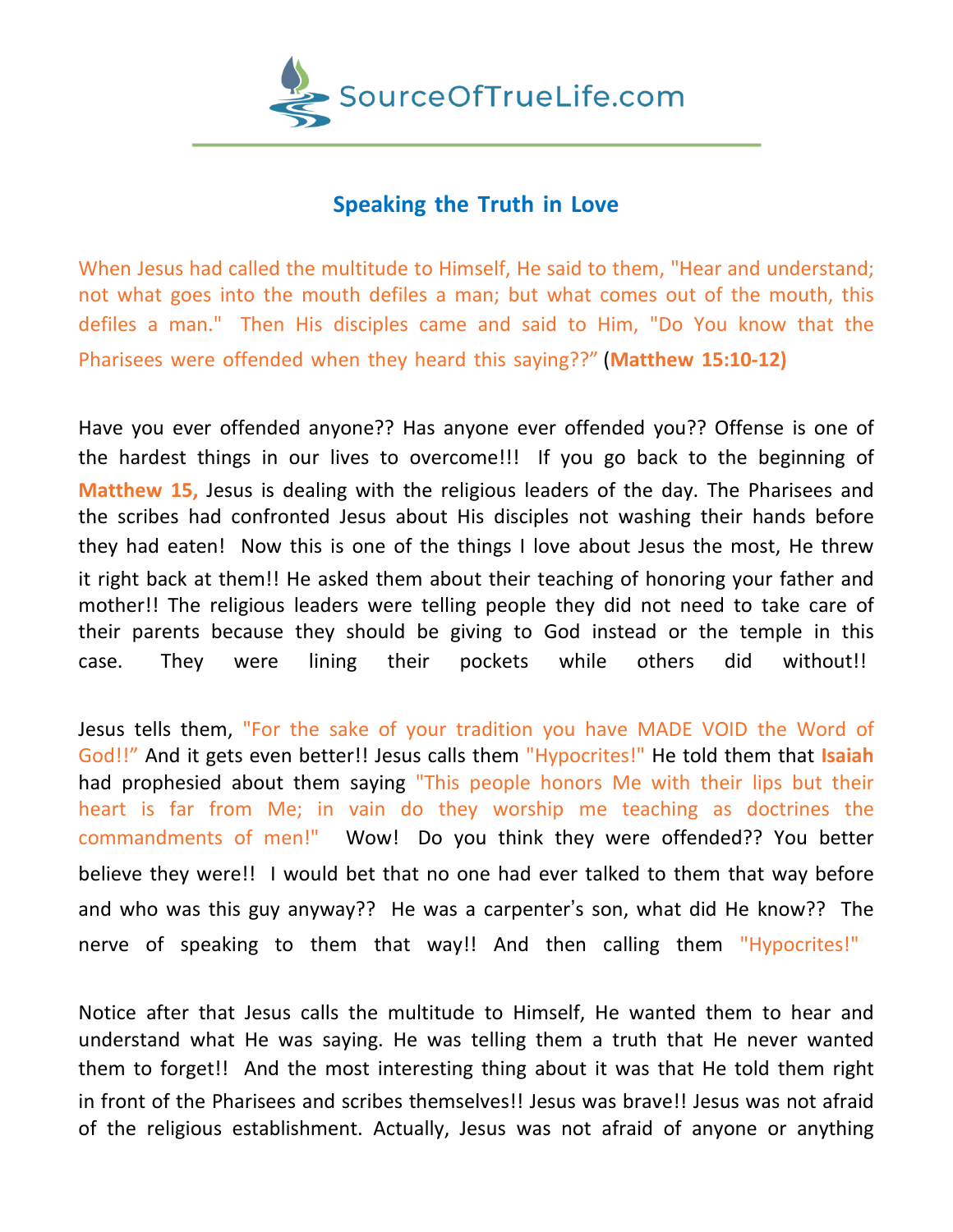SourceOfTrueLife.com

## Speaking the Truth in Love

When Jesus had called the multitude to Himself, He said to them, "Hear and understand; not what goes into the mouth defiles a man; but what comes out of the mouth, this defiles a man." Then His disciples came and said to Him, "Do You know that the Pharisees were offended when they heard this saying??" (**Matthew 15:10-12)**

Have you ever offended anyone?? Has anyone ever offended you?? Offense is one of the hardest things in our lives to overcome!!! If you go back to the beginning of **Matthew 15,** Jesus is dealing with the religious leaders of the day. The Pharisees and the scribes had confronted Jesus about His disciples not washing their hands before they had eaten! Now this is one of the things I love about Jesus the most, He threw it right back at them!! He asked them about their teaching of honoring your father and mother!! The religious leaders were telling people they did not need to take care of their parents because they should be giving to God instead or the temple in this case. They were lining their pockets while others did without!!

Jesus tells them, "For the sake of your tradition you have MADE VOID the Word of God!!" And it gets even better!! Jesus calls them "Hypocrites!" He told them that **Isaiah** had prophesied about them saying "This people honors Me with their lips but their heart is far from Me; in vain do they worship me teaching as doctrines the commandments of men!" Wow! Do you think they were offended?? You better believe they were!! I would bet that no one had ever talked to them that way before and who was this guy anyway?? He was a carpenter's son, what did He know?? The nerve of speaking to them that way!! And then calling them "Hypocrites!"

Notice after that Jesus calls the multitude to Himself, He wanted them to hear and understand what He was saying. He was telling them a truth that He never wanted them to forget!! And the most interesting thing about it was that He told them right in front of the Pharisees and scribes themselves!! Jesus was brave!! Jesus was not afraid of the religious establishment. Actually, Jesus was not afraid of anyone or anything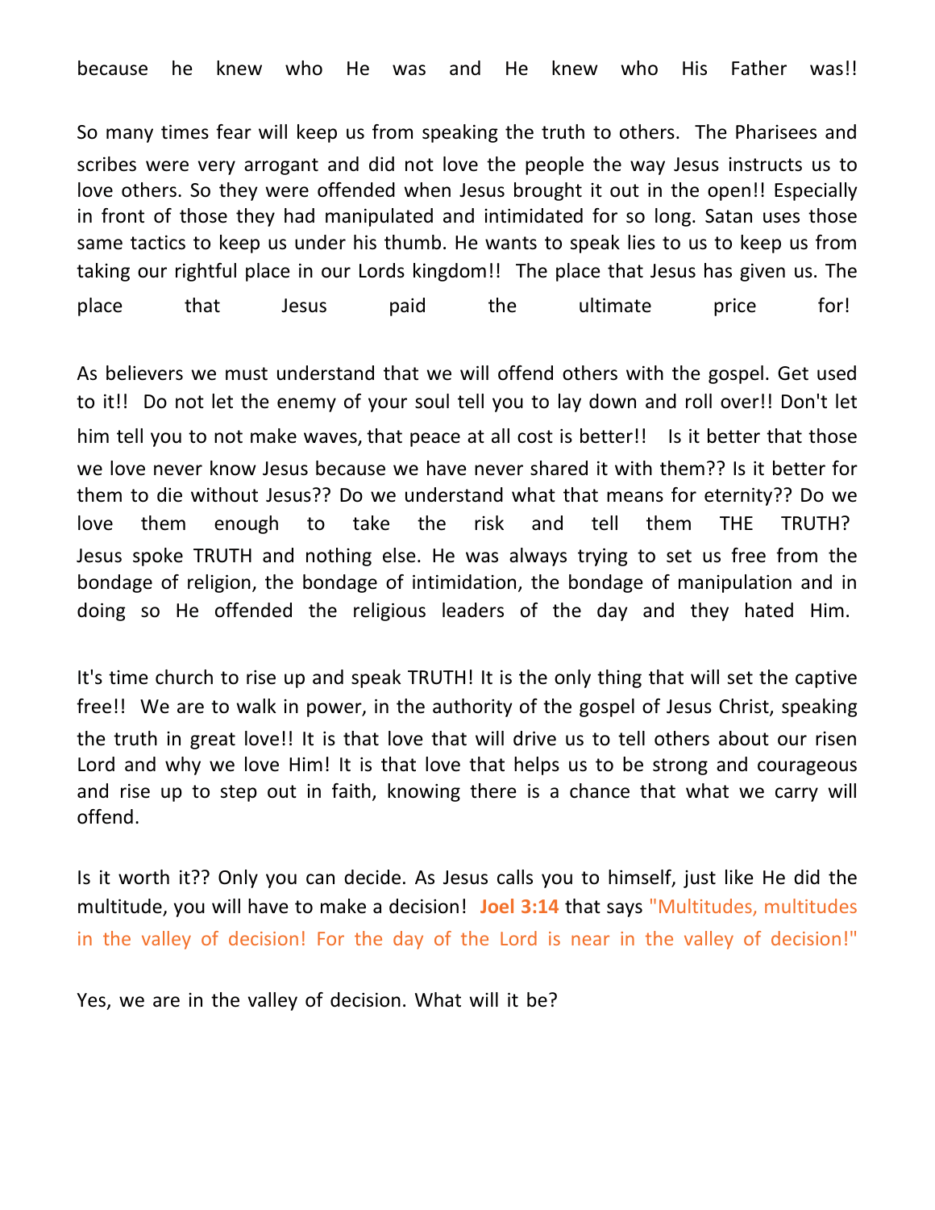because he knew who He was and He knew who His Father was!!

So many times fear will keep us from speaking the truth to others. The Pharisees and scribes were very arrogant and did not love the people the way Jesus instructs us to love others. So they were offended when Jesus brought it out in the open!! Especially in front of those they had manipulated and intimidated for so long. Satan uses those same tactics to keep us under his thumb. He wants to speak lies to us to keep us from taking our rightful place in our Lords kingdom!! The place that Jesus has given us. The place that Jesus paid the ultimate price for!

As believers we must understand that we will offend others with the gospel. Get used to it!! Do not let the enemy of your soul tell you to lay down and roll over!! Don't let him tell you to not make waves, that peace at all cost is better!! Is it better that those we love never know Jesus because we have never shared it with them?? Is it better for them to die without Jesus?? Do we understand what that means for eternity?? Do we love them enough to take the risk and tell them THE TRUTH? Jesus spoke TRUTH and nothing else. He was always trying to set us free from the bondage of religion, the bondage of intimidation, the bondage of manipulation and in doing so He offended the religious leaders of the day and they hated Him.

It's time church to rise up and speak TRUTH! It is the only thing that will set the captive free!! We are to walk in power, in the authority of the gospel of Jesus Christ, speaking the truth in great love!! It is that love that will drive us to tell others about our risen Lord and why we love Him! It is that love that helps us to be strong and courageous and rise up to step out in faith, knowing there is a chance that what we carry will offend.

Is it worth it?? Only you can decide. As Jesus calls you to himself, just like He did the multitude, you will have to make a decision! **Joel 3:14** that says "Multitudes, multitudes in the valley of decision! For the day of the Lord is near in the valley of decision!"

Yes, we are in the valley of decision. What will it be?